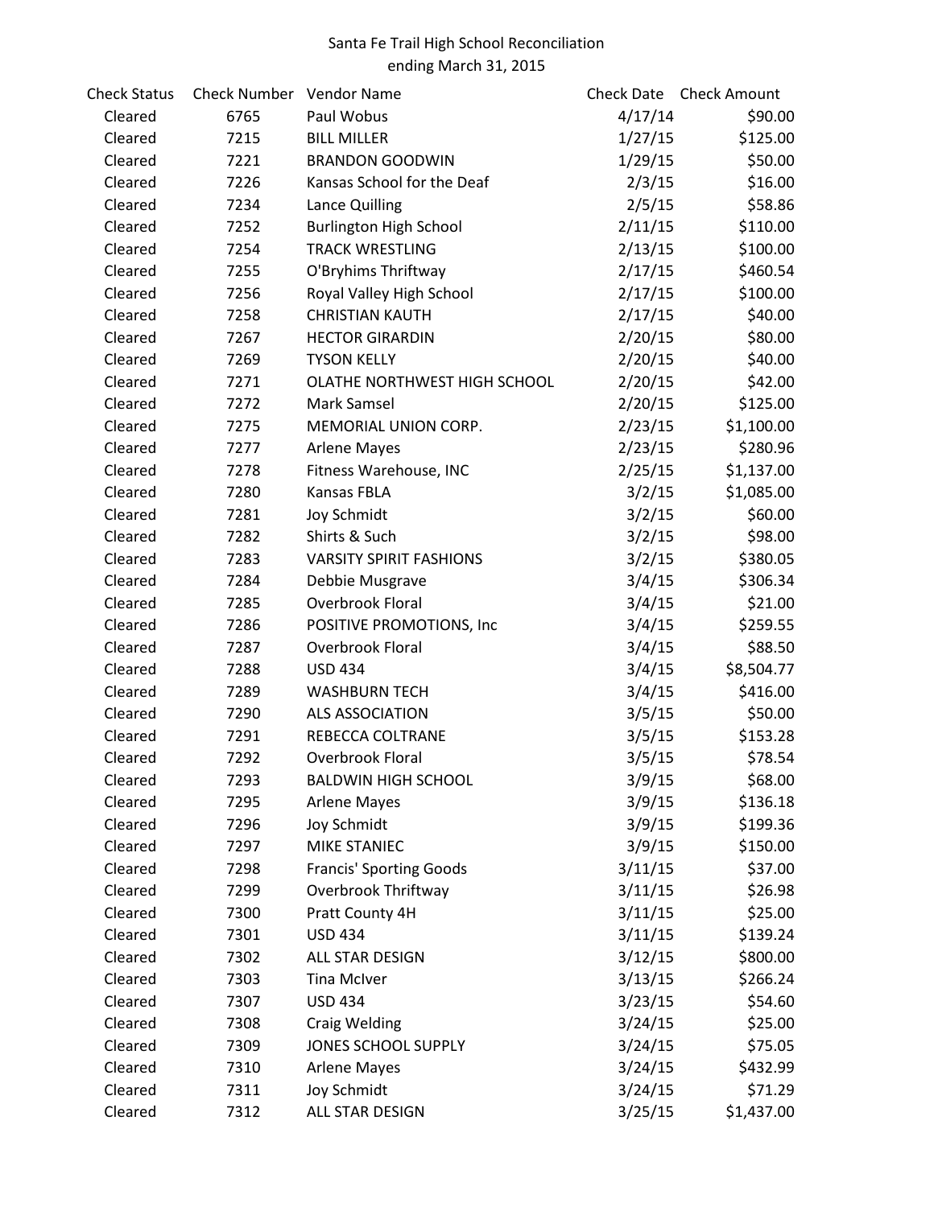# Santa Fe Trail High School Reconciliation

ending March 31, 2015

| Check Status | Check Number | Vendor Name | Check Date | Check Amount |
|---|---|---|---|---|
| Cleared | 6765 | Paul Wobus | 4/17/14 | $90.00 |
| Cleared | 7215 | BILL MILLER | 1/27/15 | $125.00 |
| Cleared | 7221 | BRANDON GOODWIN | 1/29/15 | $50.00 |
| Cleared | 7226 | Kansas School for the Deaf | 2/3/15 | $16.00 |
| Cleared | 7234 | Lance Quilling | 2/5/15 | $58.86 |
| Cleared | 7252 | Burlington High School | 2/11/15 | $110.00 |
| Cleared | 7254 | TRACK WRESTLING | 2/13/15 | $100.00 |
| Cleared | 7255 | O'Bryhims Thriftway | 2/17/15 | $460.54 |
| Cleared | 7256 | Royal Valley High School | 2/17/15 | $100.00 |
| Cleared | 7258 | CHRISTIAN KAUTH | 2/17/15 | $40.00 |
| Cleared | 7267 | HECTOR GIRARDIN | 2/20/15 | $80.00 |
| Cleared | 7269 | TYSON KELLY | 2/20/15 | $40.00 |
| Cleared | 7271 | OLATHE NORTHWEST HIGH SCHOOL | 2/20/15 | $42.00 |
| Cleared | 7272 | Mark Samsel | 2/20/15 | $125.00 |
| Cleared | 7275 | MEMORIAL UNION CORP. | 2/23/15 | $1,100.00 |
| Cleared | 7277 | Arlene Mayes | 2/23/15 | $280.96 |
| Cleared | 7278 | Fitness Warehouse, INC | 2/25/15 | $1,137.00 |
| Cleared | 7280 | Kansas FBLA | 3/2/15 | $1,085.00 |
| Cleared | 7281 | Joy Schmidt | 3/2/15 | $60.00 |
| Cleared | 7282 | Shirts & Such | 3/2/15 | $98.00 |
| Cleared | 7283 | VARSITY SPIRIT FASHIONS | 3/2/15 | $380.05 |
| Cleared | 7284 | Debbie Musgrave | 3/4/15 | $306.34 |
| Cleared | 7285 | Overbrook Floral | 3/4/15 | $21.00 |
| Cleared | 7286 | POSITIVE PROMOTIONS, Inc | 3/4/15 | $259.55 |
| Cleared | 7287 | Overbrook Floral | 3/4/15 | $88.50 |
| Cleared | 7288 | USD 434 | 3/4/15 | $8,504.77 |
| Cleared | 7289 | WASHBURN TECH | 3/4/15 | $416.00 |
| Cleared | 7290 | ALS ASSOCIATION | 3/5/15 | $50.00 |
| Cleared | 7291 | REBECCA COLTRANE | 3/5/15 | $153.28 |
| Cleared | 7292 | Overbrook Floral | 3/5/15 | $78.54 |
| Cleared | 7293 | BALDWIN HIGH SCHOOL | 3/9/15 | $68.00 |
| Cleared | 7295 | Arlene Mayes | 3/9/15 | $136.18 |
| Cleared | 7296 | Joy Schmidt | 3/9/15 | $199.36 |
| Cleared | 7297 | MIKE STANIEC | 3/9/15 | $150.00 |
| Cleared | 7298 | Francis' Sporting Goods | 3/11/15 | $37.00 |
| Cleared | 7299 | Overbrook Thriftway | 3/11/15 | $26.98 |
| Cleared | 7300 | Pratt County 4H | 3/11/15 | $25.00 |
| Cleared | 7301 | USD 434 | 3/11/15 | $139.24 |
| Cleared | 7302 | ALL STAR DESIGN | 3/12/15 | $800.00 |
| Cleared | 7303 | Tina McIver | 3/13/15 | $266.24 |
| Cleared | 7307 | USD 434 | 3/23/15 | $54.60 |
| Cleared | 7308 | Craig Welding | 3/24/15 | $25.00 |
| Cleared | 7309 | JONES SCHOOL SUPPLY | 3/24/15 | $75.05 |
| Cleared | 7310 | Arlene Mayes | 3/24/15 | $432.99 |
| Cleared | 7311 | Joy Schmidt | 3/24/15 | $71.29 |
| Cleared | 7312 | ALL STAR DESIGN | 3/25/15 | $1,437.00 |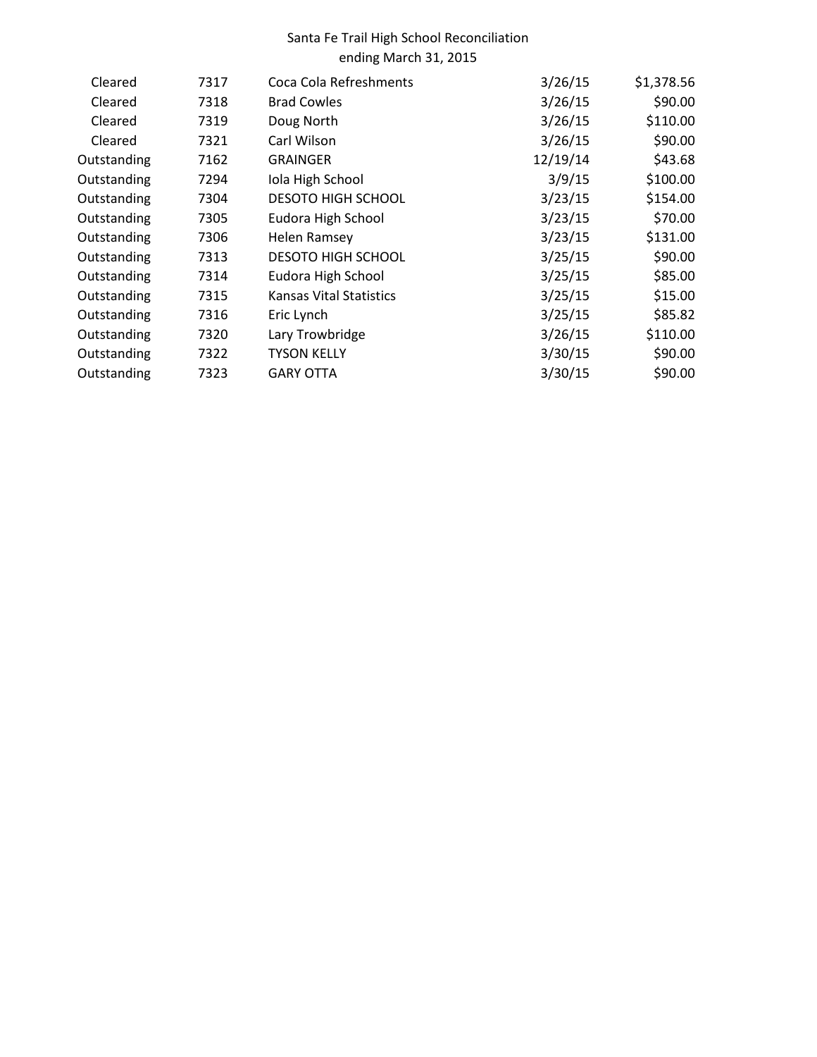Santa Fe Trail High School Reconciliation
ending March 31, 2015

| | | | | |
|---|---|---|---|---|
| Cleared | 7317 | Coca Cola Refreshments | 3/26/15 | $1,378.56 |
| Cleared | 7318 | Brad Cowles | 3/26/15 | $90.00 |
| Cleared | 7319 | Doug North | 3/26/15 | $110.00 |
| Cleared | 7321 | Carl Wilson | 3/26/15 | $90.00 |
| Outstanding | 7162 | GRAINGER | 12/19/14 | $43.68 |
| Outstanding | 7294 | Iola High School | 3/9/15 | $100.00 |
| Outstanding | 7304 | DESOTO HIGH SCHOOL | 3/23/15 | $154.00 |
| Outstanding | 7305 | Eudora High School | 3/23/15 | $70.00 |
| Outstanding | 7306 | Helen Ramsey | 3/23/15 | $131.00 |
| Outstanding | 7313 | DESOTO HIGH SCHOOL | 3/25/15 | $90.00 |
| Outstanding | 7314 | Eudora High School | 3/25/15 | $85.00 |
| Outstanding | 7315 | Kansas Vital Statistics | 3/25/15 | $15.00 |
| Outstanding | 7316 | Eric Lynch | 3/25/15 | $85.82 |
| Outstanding | 7320 | Lary Trowbridge | 3/26/15 | $110.00 |
| Outstanding | 7322 | TYSON KELLY | 3/30/15 | $90.00 |
| Outstanding | 7323 | GARY OTTA | 3/30/15 | $90.00 |